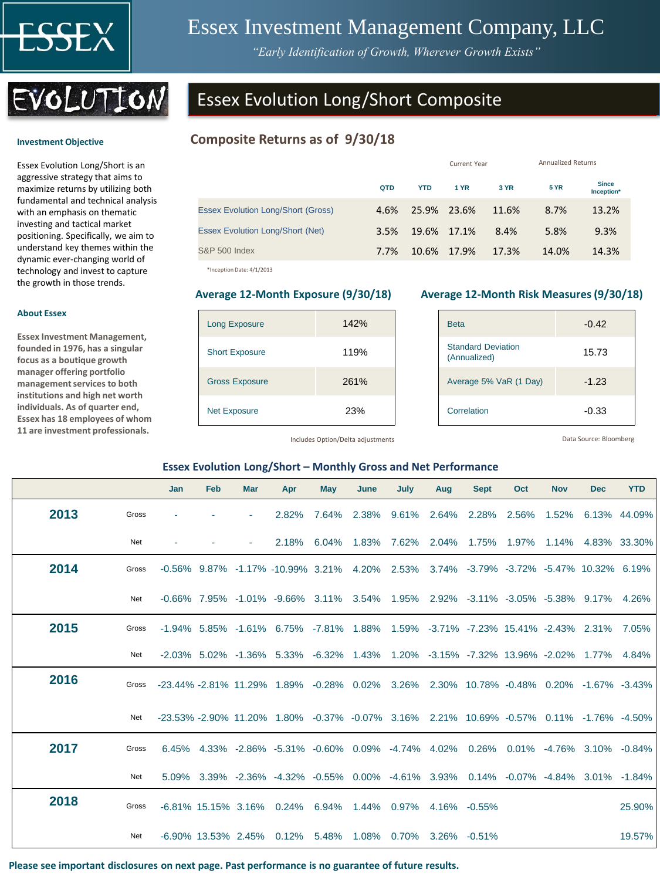# Essex Investment Management Company, LLC

*"Early Identification of Growth, Wherever Growth Exists"*

EVOLUTION

## Essex Evolution Long/Short Composite

### Investment Objective

Essex Evolution Long/Short is an aggressive strategy that aims to maximize returns by utilizing both fundamental and technical analysis with an emphasis on thematic investing and tactical market positioning. Specifically, we aim to understand key themes within the dynamic ever-changing world of technology and invest to capture the growth in those trends.

### About Essex

**Essex Investment Management, founded in 1976, has a singular focus as a boutique growth manager offering portfolio management services to both institutions and high net worth individuals. As of quarter end, Essex has 18 employees of whom 11 are investment professionals.**

### Composite Returns as of 9/30/18

| | Current Year | | Annualized Returns | | | |
|---|---|---|---|---|---|---|
| | QTD | YTD | 1 YR | 3 YR | 5 YR | Since Inception* |
| Essex Evolution Long/Short (Gross) | 4.6% | 25.9% | 23.6% | 11.6% | 8.7% | 13.2% |
| Essex Evolution Long/Short (Net) | 3.5% | 19.6% | 17.1% | 8.4% | 5.8% | 9.3% |
| S&P 500 Index | 7.7% | 10.6% | 17.9% | 17.3% | 14.0% | 14.3% |

*Inception Date: 4/1/2013

### Average 12-Month Exposure (9/30/18)

| | |
|---|---|
| Long Exposure | 142% |
| Short Exposure | 119% |
| Gross Exposure | 261% |
| Net Exposure | 23% |

Includes Option/Delta adjustments

### Average 12-Month Risk Measures (9/30/18)

| | |
|---|---|
| Beta | -0.42 |
| Standard Deviation (Annualized) | 15.73 |
| Average 5% VaR (1 Day) | -1.23 |
| Correlation | -0.33 |

Data Source: Bloomberg

### Essex Evolution Long/Short – Monthly Gross and Net Performance

| | | Jan | Feb | Mar | Apr | May | June | July | Aug | Sept | Oct | Nov | Dec | YTD |
|---|---|---|---|---|---|---|---|---|---|---|---|---|---|---|
| **2013** | Gross | - | - | - | 2.82% | 7.64% | 2.38% | 9.61% | 2.64% | 2.28% | 2.56% | 1.52% | 6.13% | 44.09% |
| | Net | - | - | - | 2.18% | 6.04% | 1.83% | 7.62% | 2.04% | 1.75% | 1.97% | 1.14% | 4.83% | 33.30% |
| **2014** | Gross | -0.56% | 9.87% | -1.17% | -10.99% | 3.21% | 4.20% | 2.53% | 3.74% | -3.79% | -3.72% | -5.47% | 10.32% | 6.19% |
| | Net | -0.66% | 7.95% | -1.01% | -9.66% | 3.11% | 3.54% | 1.95% | 2.92% | -3.11% | -3.05% | -5.38% | 9.17% | 4.26% |
| **2015** | Gross | -1.94% | 5.85% | -1.61% | 6.75% | -7.81% | 1.88% | 1.59% | -3.71% | -7.23% | 15.41% | -2.43% | 2.31% | 7.05% |
| | Net | -2.03% | 5.02% | -1.36% | 5.33% | -6.32% | 1.43% | 1.20% | -3.15% | -7.32% | 13.96% | -2.02% | 1.77% | 4.84% |
| **2016** | Gross | -23.44% | -2.81% | 11.29% | 1.89% | -0.28% | 0.02% | 3.26% | 2.30% | 10.78% | -0.48% | 0.20% | -1.67% | -3.43% |
| | Net | -23.53% | -2.90% | 11.20% | 1.80% | -0.37% | -0.07% | 3.16% | 2.21% | 10.69% | -0.57% | 0.11% | -1.76% | -4.50% |
| **2017** | Gross | 6.45% | 4.33% | -2.86% | -5.31% | -0.60% | 0.09% | -4.74% | 4.02% | 0.26% | 0.01% | -4.76% | 3.10% | -0.84% |
| | Net | 5.09% | 3.39% | -2.36% | -4.32% | -0.55% | 0.00% | -4.61% | 3.93% | 0.14% | -0.07% | -4.84% | 3.01% | -1.84% |
| **2018** | Gross | -6.81% | 15.15% | 3.16% | 0.24% | 6.94% | 1.44% | 0.97% | 4.16% | -0.55% | | | | 25.90% |
| | Net | -6.90% | 13.53% | 2.45% | 0.12% | 5.48% | 1.08% | 0.70% | 3.26% | -0.51% | | | | 19.57% |

**Please see important disclosures on next page. Past performance is no guarantee of future results.**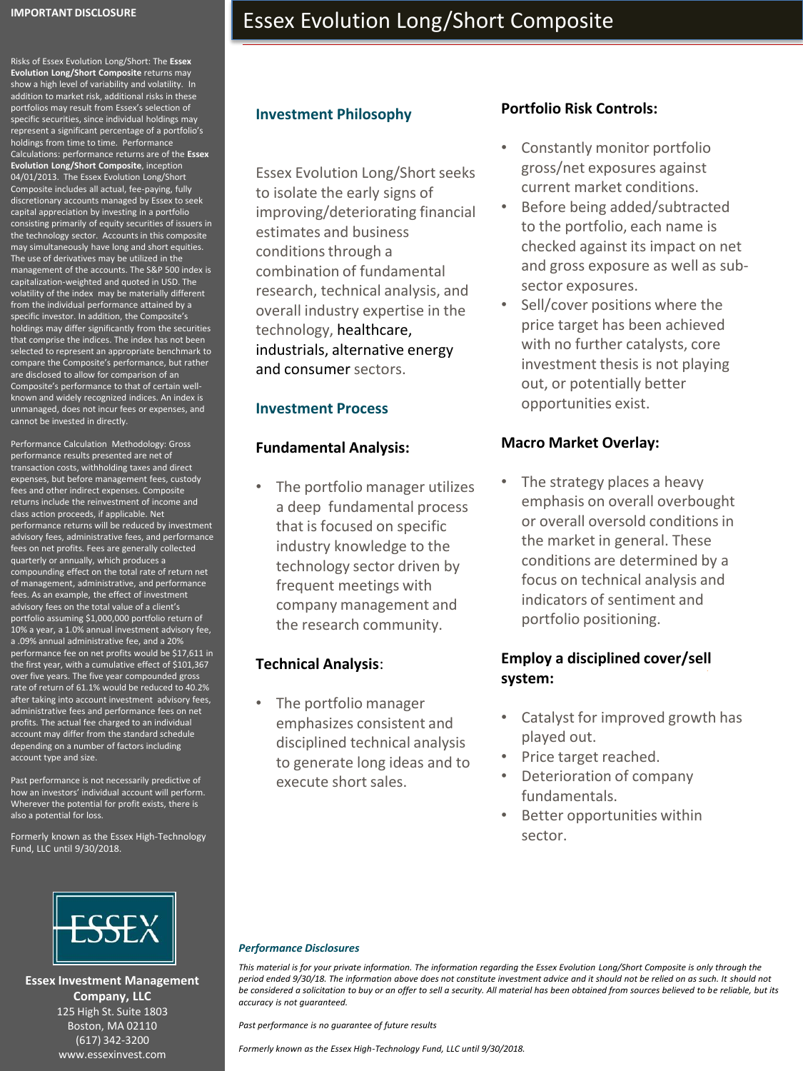**IMPORTANT DISCLOSURE**

Risks of Essex Evolution Long/Short: The **Essex Evolution Long/Short Composite** returns may show a high level of variability and volatility. In addition to market risk, additional risks in these portfolios may result from Essex's selection of specific securities, since individual holdings may represent a significant percentage of a portfolio's holdings from time to time. Performance Calculations: performance returns are of the **Essex Evolution Long/Short Composite**, inception 04/01/2013. The Essex Evolution Long/Short Composite includes all actual, fee-paying, fully discretionary accounts managed by Essex to seek capital appreciation by investing in a portfolio consisting primarily of equity securities of issuers in the technology sector. Accounts in this composite may simultaneously have long and short equities. The use of derivatives may be utilized in the management of the accounts. The S&P 500 index is capitalization-weighted and quoted in USD. The volatility of the index may be materially different from the individual performance attained by a specific investor. In addition, the Composite's holdings may differ significantly from the securities that comprise the indices. The index has not been selected to represent an appropriate benchmark to compare the Composite's performance, but rather are disclosed to allow for comparison of an Composite's performance to that of certain well-known and widely recognized indices. An index is unmanaged, does not incur fees or expenses, and cannot be invested in directly.

Performance Calculation Methodology: Gross performance results presented are net of transaction costs, withholding taxes and direct expenses, but before management fees, custody fees and other indirect expenses. Composite returns include the reinvestment of income and class action proceeds, if applicable. Net performance returns will be reduced by investment advisory fees, administrative fees, and performance fees on net profits. Fees are generally collected quarterly or annually, which produces a compounding effect on the total rate of return net of management, administrative, and performance fees. As an example, the effect of investment advisory fees on the total value of a client's portfolio assuming $1,000,000 portfolio return of 10% a year, a 1.0% annual investment advisory fee, a .09% annual administrative fee, and a 20% performance fee on net profits would be $17,611 in the first year, with a cumulative effect of $101,367 over five years. The five year compounded gross rate of return of 61.1% would be reduced to 40.2% after taking into account investment advisory fees, administrative fees and performance fees on net profits. The actual fee charged to an individual account may differ from the standard schedule depending on a number of factors including account type and size.

Past performance is not necessarily predictive of how an investors' individual account will perform. Wherever the potential for profit exists, there is also a potential for loss.

Formerly known as the Essex High-Technology Fund, LLC until 9/30/2018.

ESSEX

**Essex Investment Management Company, LLC**
125 High St. Suite 1803
Boston, MA 02110
(617) 342-3200
www.essexinvest.com

# Essex Evolution Long/Short Composite

## Investment Philosophy

Essex Evolution Long/Short seeks to isolate the early signs of improving/deteriorating financial estimates and business conditions through a combination of fundamental research, technical analysis, and overall industry expertise in the technology, healthcare, industrials, alternative energy and consumer sectors.

## Investment Process

### Fundamental Analysis:

- The portfolio manager utilizes a deep fundamental process that is focused on specific industry knowledge to the technology sector driven by frequent meetings with company management and the research community.

### Technical Analysis:

- The portfolio manager emphasizes consistent and disciplined technical analysis to generate long ideas and to execute short sales.

### Portfolio Risk Controls:

- Constantly monitor portfolio gross/net exposures against current market conditions.
- Before being added/subtracted to the portfolio, each name is checked against its impact on net and gross exposure as well as sub-sector exposures.
- Sell/cover positions where the price target has been achieved with no further catalysts, core investment thesis is not playing out, or potentially better opportunities exist.

### Macro Market Overlay:

- The strategy places a heavy emphasis on overall overbought or overall oversold conditions in the market in general. These conditions are determined by a focus on technical analysis and indicators of sentiment and portfolio positioning.

### Employ a disciplined cover/sell system:

- Catalyst for improved growth has played out.
- Price target reached.
- Deterioration of company fundamentals.
- Better opportunities within sector.

***Performance Disclosures***

*This material is for your private information. The information regarding the Essex Evolution Long/Short Composite is only through the period ended 9/30/18. The information above does not constitute investment advice and it should not be relied on as such. It should not be considered a solicitation to buy or an offer to sell a security. All material has been obtained from sources believed to be reliable, but its accuracy is not guaranteed.*

*Past performance is no guarantee of future results*

*Formerly known as the Essex High-Technology Fund, LLC until 9/30/2018.*